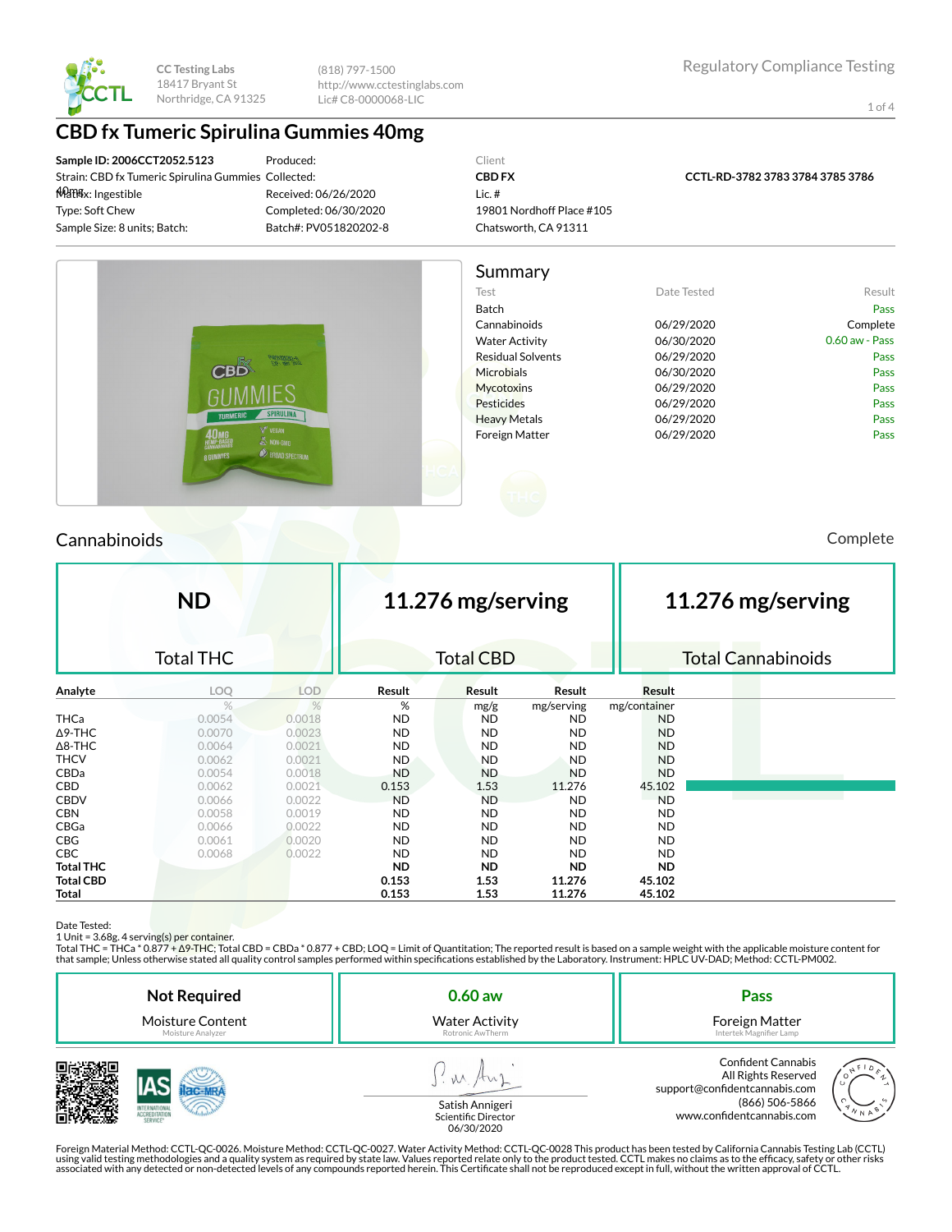CC Testing Labs
18417 Bryant St
Northridge, CA 91325

(818) 797-1500
http://www.cctestinglabs.com
Lic# C8-0000068-LIC

Regulatory Compliance Testing

# CBD fx Tumeric Spirulina Gummies 40mg

**Sample ID: 2006CCT2052.5123**
Strain: CBD fx Tumeric Spirulina Gummies 40mg
Matrix: Ingestible
Type: Soft Chew
Sample Size: 8 units; Batch:

Produced:
Collected:
Received: 06/26/2020
Completed: 06/30/2020
Batch#: PV051820202-8

Client
**CBD FX**
Lic. #
19801 Nordhoff Place #105
Chatsworth, CA 91311

**CCTL-RD-3782 3783 3784 3785 3786**

## Summary

| Test | Date Tested | Result |
|---|---|---|
| Batch | | Pass |
| Cannabinoids | 06/29/2020 | Complete |
| Water Activity | 06/30/2020 | 0.60 aw - Pass |
| Residual Solvents | 06/29/2020 | Pass |
| Microbials | 06/30/2020 | Pass |
| Mycotoxins | 06/29/2020 | Pass |
| Pesticides | 06/29/2020 | Pass |
| Heavy Metals | 06/29/2020 | Pass |
| Foreign Matter | 06/29/2020 | Pass |

## Cannabinoids

Complete

| ND | 11.276 mg/serving | 11.276 mg/serving |
|---|---|---|
| Total THC | Total CBD | Total Cannabinoids |

| Analyte | LOQ | LOD | Result | Result | Result | Result |
|---|---|---|---|---|---|---|
| | % | % | % | mg/g | mg/serving | mg/container |
| THCa | 0.0054 | 0.0018 | ND | ND | ND | ND |
| Δ9-THC | 0.0070 | 0.0023 | ND | ND | ND | ND |
| Δ8-THC | 0.0064 | 0.0021 | ND | ND | ND | ND |
| THCV | 0.0062 | 0.0021 | ND | ND | ND | ND |
| CBDa | 0.0054 | 0.0018 | ND | ND | ND | ND |
| CBD | 0.0062 | 0.0021 | 0.153 | 1.53 | 11.276 | 45.102 |
| CBDV | 0.0066 | 0.0022 | ND | ND | ND | ND |
| CBN | 0.0058 | 0.0019 | ND | ND | ND | ND |
| CBGa | 0.0066 | 0.0022 | ND | ND | ND | ND |
| CBG | 0.0061 | 0.0020 | ND | ND | ND | ND |
| CBC | 0.0068 | 0.0022 | ND | ND | ND | ND |
| **Total THC** | | | **ND** | **ND** | **ND** | **ND** |
| **Total CBD** | | | **0.153** | **1.53** | **11.276** | **45.102** |
| **Total** | | | **0.153** | **1.53** | **11.276** | **45.102** |

Date Tested:
1 Unit = 3.68g. 4 serving(s) per container.
Total THC = THCa * 0.877 + Δ9-THC; Total CBD = CBDa * 0.877 + CBD; LOQ = Limit of Quantitation; The reported result is based on a sample weight with the applicable moisture content for that sample; Unless otherwise stated all quality control samples performed within specifications established by the Laboratory. Instrument: HPLC UV-DAD; Method: CCTL-PM002.

| Not Required | 0.60 aw | Pass |
|---|---|---|
| Moisture Content | Water Activity | Foreign Matter |
| Moisture Analyzer | Rotronic AwTherm | Intertek Magnifier Lamp |

Satish Annigeri
Scientific Director
06/30/2020

Confident Cannabis
All Rights Reserved
support@confidentcannabis.com
(866) 506-5866
www.confidentcannabis.com

Foreign Material Method: CCTL-QC-0026. Moisture Method: CCTL-QC-0027. Water Activity Method: CCTL-QC-0028 This product has been tested by California Cannabis Testing Lab (CCTL) using valid testing methodologies and a quality system as required by state law. Values reported relate only to the product tested. CCTL makes no claims as to the efficacy, safety or other risks associated with any detected or non-detected levels of any compounds reported herein. This Certificate shall not be reproduced except in full, without the written approval of CCTL.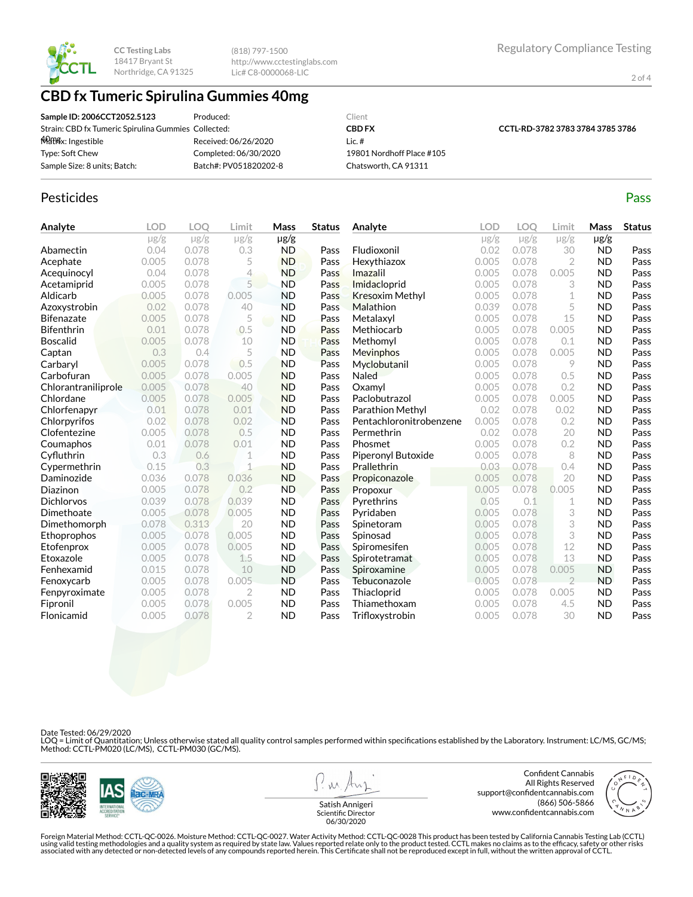CC Testing Labs
18417 Bryant St
Northridge, CA 91325

(818) 797-1500
http://www.cctestinglabs.com
Lic# C8-0000068-LIC

Regulatory Compliance Testing

# CBD fx Tumeric Spirulina Gummies 40mg

| | | | |
|---|---|---|---|
| **Sample ID: 2006CCT2052.5123** | Produced: | Client | |
| Strain: CBD fx Tumeric Spirulina Gummies 40mg | Collected: | **CBD FX** | **CCTL-RD-3782 3783 3784 3785 3786** |
| Matrix: Ingestible | Received: 06/26/2020 | Lic. # | |
| Type: Soft Chew | Completed: 06/30/2020 | 19801 Nordhoff Place #105 | |
| Sample Size: 8 units; Batch: | Batch#: PV051820202-8 | Chatsworth, CA 91311 | |

## Pesticides

**Pass**

| Analyte | LOD µg/g | LOQ µg/g | Limit µg/g | Mass µg/g | Status |
|---|---|---|---|---|---|
| Abamectin | 0.04 | 0.078 | 0.3 | ND | Pass |
| Acephate | 0.005 | 0.078 | 5 | ND | Pass |
| Acequinocyl | 0.04 | 0.078 | 4 | ND | Pass |
| Acetamiprid | 0.005 | 0.078 | 5 | ND | Pass |
| Aldicarb | 0.005 | 0.078 | 0.005 | ND | Pass |
| Azoxystrobin | 0.02 | 0.078 | 40 | ND | Pass |
| Bifenazate | 0.005 | 0.078 | 5 | ND | Pass |
| Bifenthrin | 0.01 | 0.078 | 0.5 | ND | Pass |
| Boscalid | 0.005 | 0.078 | 10 | ND | Pass |
| Captan | 0.3 | 0.4 | 5 | ND | Pass |
| Carbaryl | 0.005 | 0.078 | 0.5 | ND | Pass |
| Carbofuran | 0.005 | 0.078 | 0.005 | ND | Pass |
| Chlorantraniliprole | 0.005 | 0.078 | 40 | ND | Pass |
| Chlordane | 0.005 | 0.078 | 0.005 | ND | Pass |
| Chlorfenapyr | 0.01 | 0.078 | 0.01 | ND | Pass |
| Chlorpyrifos | 0.02 | 0.078 | 0.02 | ND | Pass |
| Clofentezine | 0.005 | 0.078 | 0.5 | ND | Pass |
| Coumaphos | 0.01 | 0.078 | 0.01 | ND | Pass |
| Cyfluthrin | 0.3 | 0.6 | 1 | ND | Pass |
| Cypermethrin | 0.15 | 0.3 | 1 | ND | Pass |
| Daminozide | 0.036 | 0.078 | 0.036 | ND | Pass |
| Diazinon | 0.005 | 0.078 | 0.2 | ND | Pass |
| Dichlorvos | 0.039 | 0.078 | 0.039 | ND | Pass |
| Dimethoate | 0.005 | 0.078 | 0.005 | ND | Pass |
| Dimethomorph | 0.078 | 0.313 | 20 | ND | Pass |
| Ethoprophos | 0.005 | 0.078 | 0.005 | ND | Pass |
| Etofenprox | 0.005 | 0.078 | 0.005 | ND | Pass |
| Etoxazole | 0.005 | 0.078 | 1.5 | ND | Pass |
| Fenhexamid | 0.015 | 0.078 | 10 | ND | Pass |
| Fenoxycarb | 0.005 | 0.078 | 0.005 | ND | Pass |
| Fenpyroximate | 0.005 | 0.078 | 2 | ND | Pass |
| Fipronil | 0.005 | 0.078 | 0.005 | ND | Pass |
| Flonicamid | 0.005 | 0.078 | 2 | ND | Pass |
| Fludioxonil | 0.02 | 0.078 | 30 | ND | Pass |
| Hexythiazox | 0.005 | 0.078 | 2 | ND | Pass |
| Imazalil | 0.005 | 0.078 | 0.005 | ND | Pass |
| Imidacloprid | 0.005 | 0.078 | 3 | ND | Pass |
| Kresoxim Methyl | 0.005 | 0.078 | 1 | ND | Pass |
| Malathion | 0.039 | 0.078 | 5 | ND | Pass |
| Metalaxyl | 0.005 | 0.078 | 15 | ND | Pass |
| Methiocarb | 0.005 | 0.078 | 0.005 | ND | Pass |
| Methomyl | 0.005 | 0.078 | 0.1 | ND | Pass |
| Mevinphos | 0.005 | 0.078 | 0.005 | ND | Pass |
| Myclobutanil | 0.005 | 0.078 | 9 | ND | Pass |
| Naled | 0.005 | 0.078 | 0.5 | ND | Pass |
| Oxamyl | 0.005 | 0.078 | 0.2 | ND | Pass |
| Paclobutrazol | 0.005 | 0.078 | 0.005 | ND | Pass |
| Parathion Methyl | 0.02 | 0.078 | 0.02 | ND | Pass |
| Pentachloronitrobenzene | 0.005 | 0.078 | 0.2 | ND | Pass |
| Permethrin | 0.02 | 0.078 | 20 | ND | Pass |
| Phosmet | 0.005 | 0.078 | 0.2 | ND | Pass |
| Piperonyl Butoxide | 0.005 | 0.078 | 8 | ND | Pass |
| Prallethrin | 0.03 | 0.078 | 0.4 | ND | Pass |
| Propiconazole | 0.005 | 0.078 | 20 | ND | Pass |
| Propoxur | 0.005 | 0.078 | 0.005 | ND | Pass |
| Pyrethrins | 0.05 | 0.1 | 1 | ND | Pass |
| Pyridaben | 0.005 | 0.078 | 3 | ND | Pass |
| Spinetoram | 0.005 | 0.078 | 3 | ND | Pass |
| Spinosad | 0.005 | 0.078 | 3 | ND | Pass |
| Spiromesifen | 0.005 | 0.078 | 12 | ND | Pass |
| Spirotetramat | 0.005 | 0.078 | 13 | ND | Pass |
| Spiroxamine | 0.005 | 0.078 | 0.005 | ND | Pass |
| Tebuconazole | 0.005 | 0.078 | 2 | ND | Pass |
| Thiacloprid | 0.005 | 0.078 | 0.005 | ND | Pass |
| Thiamethoxam | 0.005 | 0.078 | 4.5 | ND | Pass |
| Trifloxystrobin | 0.005 | 0.078 | 30 | ND | Pass |

Date Tested: 06/29/2020
LOQ = Limit of Quantitation; Unless otherwise stated all quality control samples performed within specifications established by the Laboratory. Instrument: LC/MS, GC/MS; Method: CCTL-PM020 (LC/MS), CCTL-PM030 (GC/MS).

Satish Annigeri
Scientific Director
06/30/2020

Confident Cannabis
All Rights Reserved
support@confidentcannabis.com
(866) 506-5866
www.confidentcannabis.com

Foreign Material Method: CCTL-QC-0026. Moisture Method: CCTL-QC-0027. Water Activity Method: CCTL-QC-0028 This product has been tested by California Cannabis Testing Lab (CCTL) using valid testing methodologies and a quality system as required by state law. Values reported relate only to the product tested. CCTL makes no claims as to the efficacy, safety or other risks associated with any detected or non-detected levels of any compounds reported herein. This Certificate shall not be reproduced except in full, without the written approval of CCTL.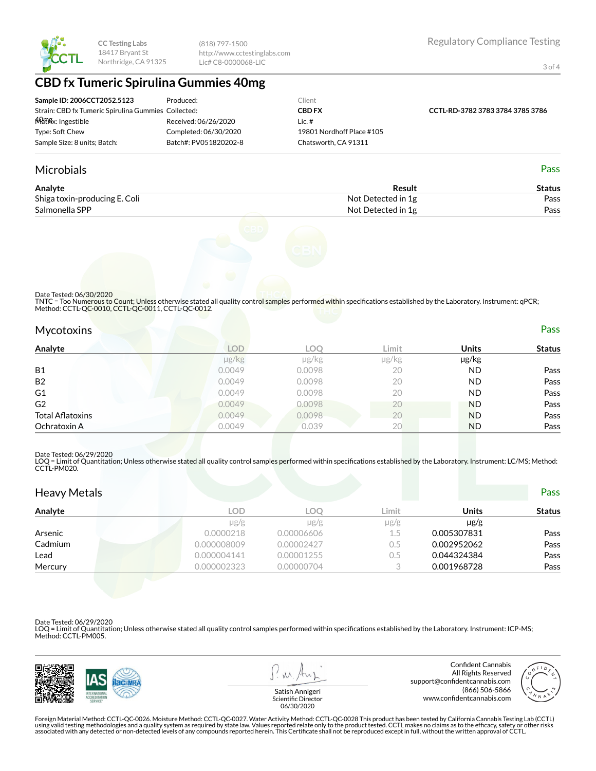CC Testing Labs
18417 Bryant St
Northridge, CA 91325

(818) 797-1500
http://www.cctestinglabs.com
Lic# C8-0000068-LIC

Regulatory Compliance Testing

# CBD fx Tumeric Spirulina Gummies 40mg

| | | | |
|---|---|---|---|
| **Sample ID: 2006CCT2052.5123** | Produced: | Client | |
| Strain: CBD fx Tumeric Spirulina Gummies 40mg | Collected: | **CBD FX** | **CCTL-RD-3782 3783 3784 3785 3786** |
| Matrix: Ingestible | Received: 06/26/2020 | Lic. # | |
| Type: Soft Chew | Completed: 06/30/2020 | 19801 Nordhoff Place #105 | |
| Sample Size: 8 units; Batch: | Batch#: PV051820202-8 | Chatsworth, CA 91311 | |

## Microbials

Pass

| Analyte | Result | Status |
|---|---|---|
| Shiga toxin-producing E. Coli | Not Detected in 1g | Pass |
| Salmonella SPP | Not Detected in 1g | Pass |

Date Tested: 06/30/2020
TNTC = Too Numerous to Count; Unless otherwise stated all quality control samples performed within specifications established by the Laboratory. Instrument: qPCR; Method: CCTL-QC-0010, CCTL-QC-0011, CCTL-QC-0012.

## Mycotoxins

Pass

| Analyte | LOD | LOQ | Limit | Units | Status |
|---|---|---|---|---|---|
| | µg/kg | µg/kg | µg/kg | µg/kg | |
| B1 | 0.0049 | 0.0098 | 20 | ND | Pass |
| B2 | 0.0049 | 0.0098 | 20 | ND | Pass |
| G1 | 0.0049 | 0.0098 | 20 | ND | Pass |
| G2 | 0.0049 | 0.0098 | 20 | ND | Pass |
| Total Aflatoxins | 0.0049 | 0.0098 | 20 | ND | Pass |
| Ochratoxin A | 0.0049 | 0.039 | 20 | ND | Pass |

Date Tested: 06/29/2020
LOQ = Limit of Quantitation; Unless otherwise stated all quality control samples performed within specifications established by the Laboratory. Instrument: LC/MS; Method: CCTL-PM020.

## Heavy Metals

Pass

| Analyte | LOD | LOQ | Limit | Units | Status |
|---|---|---|---|---|---|
| | µg/g | µg/g | µg/g | µg/g | |
| Arsenic | 0.0000218 | 0.00006606 | 1.5 | 0.005307831 | Pass |
| Cadmium | 0.000008009 | 0.00002427 | 0.5 | 0.002952062 | Pass |
| Lead | 0.000004141 | 0.00001255 | 0.5 | 0.044324384 | Pass |
| Mercury | 0.000002323 | 0.00000704 | 3 | 0.001968728 | Pass |

Date Tested: 06/29/2020
LOQ = Limit of Quantitation; Unless otherwise stated all quality control samples performed within specifications established by the Laboratory. Instrument: ICP-MS; Method: CCTL-PM005.

Satish Annigeri
Scientific Director
06/30/2020

Confident Cannabis
All Rights Reserved
support@confidentcannabis.com
(866) 506-5866
www.confidentcannabis.com

Foreign Material Method: CCTL-QC-0026. Moisture Method: CCTL-QC-0027. Water Activity Method: CCTL-QC-0028 This product has been tested by California Cannabis Testing Lab (CCTL) using valid testing methodologies and a quality system as required by state law. Values reported relate only to the product tested. CCTL makes no claims as to the efficacy, safety or other risks associated with any detected or non-detected levels of any compounds reported herein. This Certificate shall not be reproduced except in full, without the written approval of CCTL.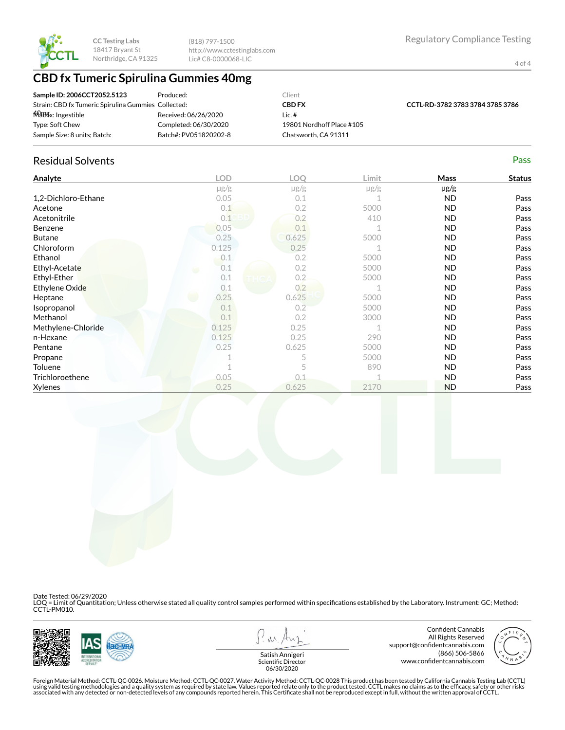CC Testing Labs
18417 Bryant St
Northridge, CA 91325

(818) 797-1500
http://www.cctestinglabs.com
Lic# C8-0000068-LIC

Regulatory Compliance Testing

# CBD fx Tumeric Spirulina Gummies 40mg

| | | | |
|---|---|---|---|
| **Sample ID: 2006CCT2052.5123** | Produced: | Client | |
| Strain: CBD fx Tumeric Spirulina Gummies 40mg | Collected: | **CBD FX** | **CCTL-RD-3782 3783 3784 3785 3786** |
| Matrix: Ingestible | Received: 06/26/2020 | Lic. # | |
| Type: Soft Chew | Completed: 06/30/2020 | 19801 Nordhoff Place #105 | |
| Sample Size: 8 units; Batch: | Batch#: PV051820202-8 | Chatsworth, CA 91311 | |

## Residual Solvents

Pass

| Analyte | LOD µg/g | LOQ µg/g | Limit µg/g | Mass µg/g | Status |
|---|---|---|---|---|---|
| 1,2-Dichloro-Ethane | 0.05 | 0.1 | 1 | ND | Pass |
| Acetone | 0.1 | 0.2 | 5000 | ND | Pass |
| Acetonitrile | 0.1 | 0.2 | 410 | ND | Pass |
| Benzene | 0.05 | 0.1 | 1 | ND | Pass |
| Butane | 0.25 | 0.625 | 5000 | ND | Pass |
| Chloroform | 0.125 | 0.25 | 1 | ND | Pass |
| Ethanol | 0.1 | 0.2 | 5000 | ND | Pass |
| Ethyl-Acetate | 0.1 | 0.2 | 5000 | ND | Pass |
| Ethyl-Ether | 0.1 | 0.2 | 5000 | ND | Pass |
| Ethylene Oxide | 0.1 | 0.2 | 1 | ND | Pass |
| Heptane | 0.25 | 0.625 | 5000 | ND | Pass |
| Isopropanol | 0.1 | 0.2 | 5000 | ND | Pass |
| Methanol | 0.1 | 0.2 | 3000 | ND | Pass |
| Methylene-Chloride | 0.125 | 0.25 | 1 | ND | Pass |
| n-Hexane | 0.125 | 0.25 | 290 | ND | Pass |
| Pentane | 0.25 | 0.625 | 5000 | ND | Pass |
| Propane | 1 | 5 | 5000 | ND | Pass |
| Toluene | 1 | 5 | 890 | ND | Pass |
| Trichloroethene | 0.05 | 0.1 | 1 | ND | Pass |
| Xylenes | 0.25 | 0.625 | 2170 | ND | Pass |

Date Tested: 06/29/2020
LOQ = Limit of Quantitation; Unless otherwise stated all quality control samples performed within specifications established by the Laboratory. Instrument: GC; Method: CCTL-PM010.

Satish Annigeri
Scientific Director
06/30/2020

Confident Cannabis
All Rights Reserved
support@confidentcannabis.com
(866) 506-5866
www.confidentcannabis.com

Foreign Material Method: CCTL-QC-0026. Moisture Method: CCTL-QC-0027. Water Activity Method: CCTL-QC-0028 This product has been tested by California Cannabis Testing Lab (CCTL) using valid testing methodologies and a quality system as required by state law. Values reported relate only to the product tested. CCTL makes no claims as to the efficacy, safety or other risks associated with any detected or non-detected levels of any compounds reported herein. This Certificate shall not be reproduced except in full, without the written approval of CCTL.